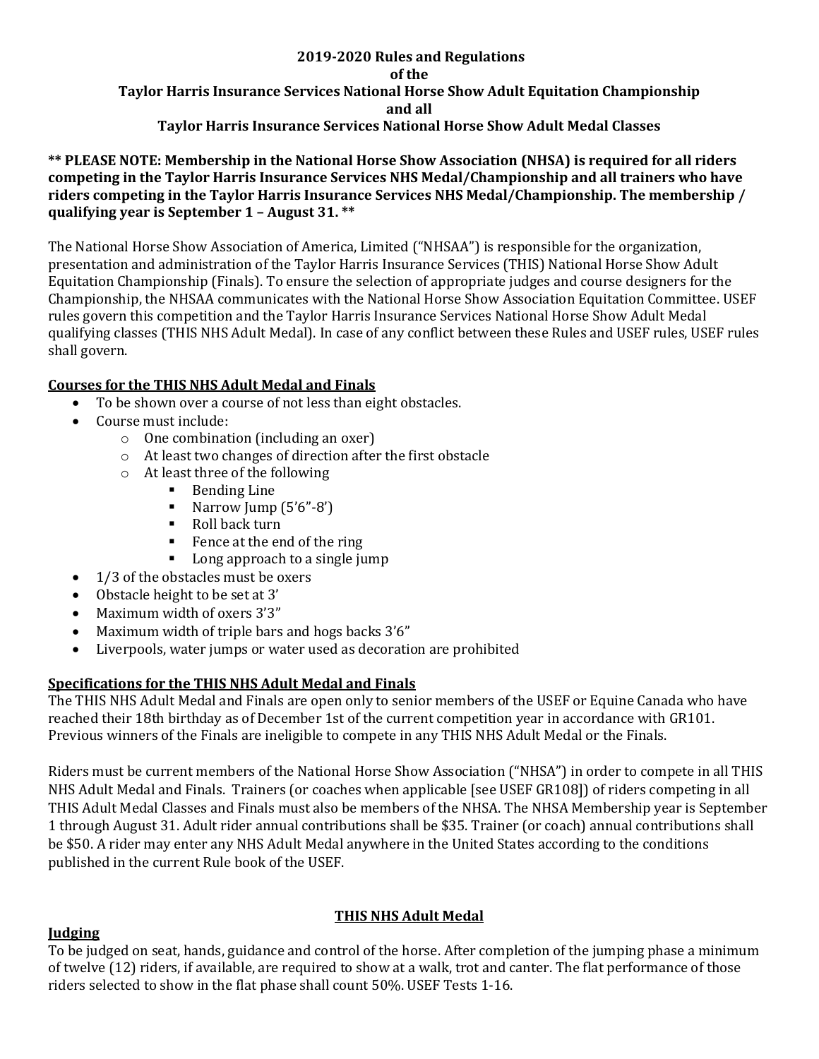**2019-2020 Rules and Regulations**
**of the**
**Taylor Harris Insurance Services National Horse Show Adult Equitation Championship**
**and all**
**Taylor Harris Insurance Services National Horse Show Adult Medal Classes**

**\*\* PLEASE NOTE: Membership in the National Horse Show Association (NHSA) is required for all riders competing in the Taylor Harris Insurance Services NHS Medal/Championship and all trainers who have riders competing in the Taylor Harris Insurance Services NHS Medal/Championship. The membership / qualifying year is September 1 – August 31. \*\***

The National Horse Show Association of America, Limited ("NHSAA") is responsible for the organization, presentation and administration of the Taylor Harris Insurance Services (THIS) National Horse Show Adult Equitation Championship (Finals). To ensure the selection of appropriate judges and course designers for the Championship, the NHSAA communicates with the National Horse Show Association Equitation Committee. USEF rules govern this competition and the Taylor Harris Insurance Services National Horse Show Adult Medal qualifying classes (THIS NHS Adult Medal). In case of any conflict between these Rules and USEF rules, USEF rules shall govern.

**Courses for the THIS NHS Adult Medal and Finals**

- To be shown over a course of not less than eight obstacles.
- Course must include:
  - One combination (including an oxer)
  - At least two changes of direction after the first obstacle
  - At least three of the following
    - Bending Line
    - Narrow Jump (5'6"-8')
    - Roll back turn
    - Fence at the end of the ring
    - Long approach to a single jump
- 1/3 of the obstacles must be oxers
- Obstacle height to be set at 3'
- Maximum width of oxers 3'3"
- Maximum width of triple bars and hogs backs 3'6"
- Liverpools, water jumps or water used as decoration are prohibited

**Specifications for the THIS NHS Adult Medal and Finals**

The THIS NHS Adult Medal and Finals are open only to senior members of the USEF or Equine Canada who have reached their 18th birthday as of December 1st of the current competition year in accordance with GR101. Previous winners of the Finals are ineligible to compete in any THIS NHS Adult Medal or the Finals.

Riders must be current members of the National Horse Show Association ("NHSA") in order to compete in all THIS NHS Adult Medal and Finals. Trainers (or coaches when applicable [see USEF GR108]) of riders competing in all THIS Adult Medal Classes and Finals must also be members of the NHSA. The NHSA Membership year is September 1 through August 31. Adult rider annual contributions shall be $35. Trainer (or coach) annual contributions shall be $50. A rider may enter any NHS Adult Medal anywhere in the United States according to the conditions published in the current Rule book of the USEF.

## THIS NHS Adult Medal

**Judging**

To be judged on seat, hands, guidance and control of the horse. After completion of the jumping phase a minimum of twelve (12) riders, if available, are required to show at a walk, trot and canter. The flat performance of those riders selected to show in the flat phase shall count 50%. USEF Tests 1-16.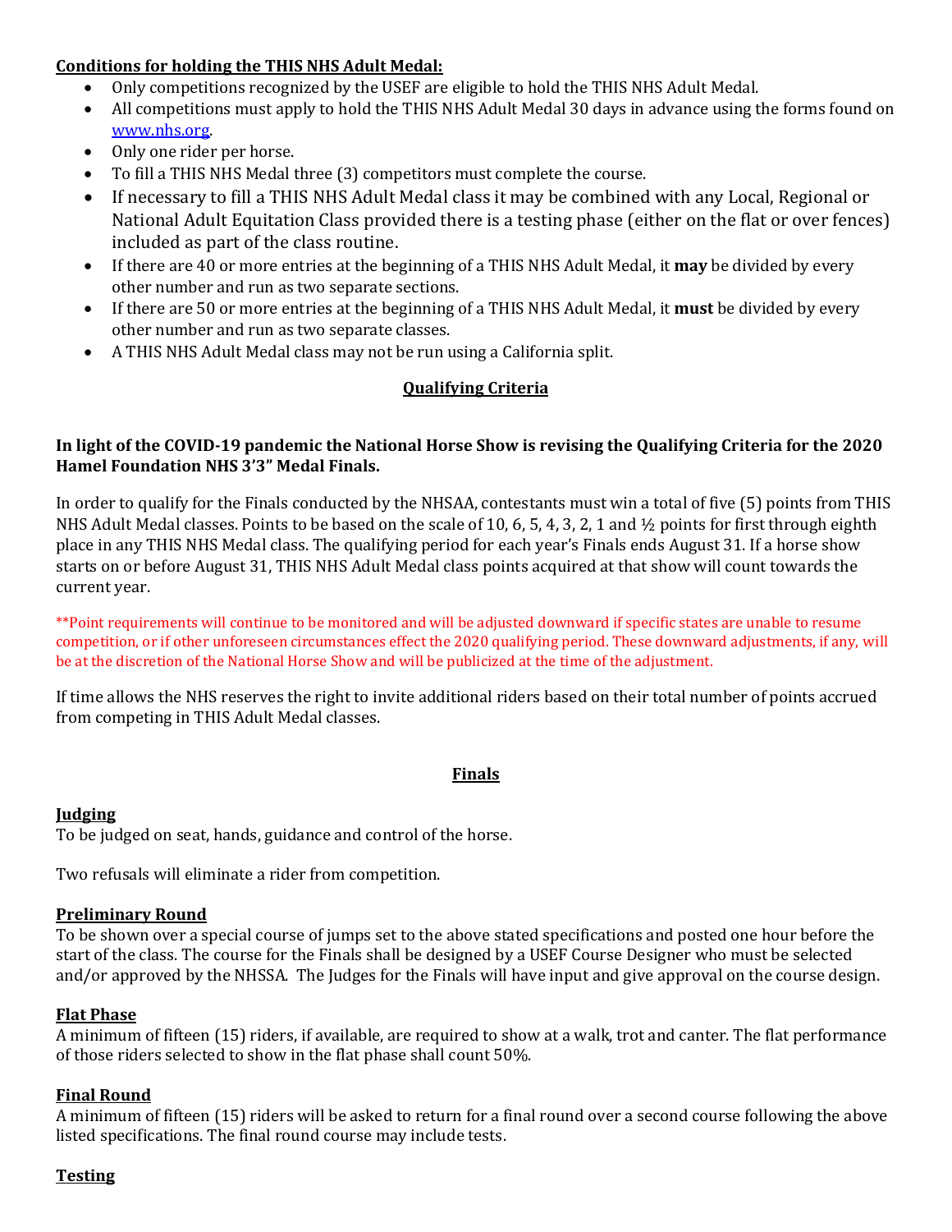**Conditions for holding the THIS NHS Adult Medal:**

- Only competitions recognized by the USEF are eligible to hold the THIS NHS Adult Medal.
- All competitions must apply to hold the THIS NHS Adult Medal 30 days in advance using the forms found on www.nhs.org.
- Only one rider per horse.
- To fill a THIS NHS Medal three (3) competitors must complete the course.
- If necessary to fill a THIS NHS Adult Medal class it may be combined with any Local, Regional or National Adult Equitation Class provided there is a testing phase (either on the flat or over fences) included as part of the class routine.
- If there are 40 or more entries at the beginning of a THIS NHS Adult Medal, it **may** be divided by every other number and run as two separate sections.
- If there are 50 or more entries at the beginning of a THIS NHS Adult Medal, it **must** be divided by every other number and run as two separate classes.
- A THIS NHS Adult Medal class may not be run using a California split.

## Qualifying Criteria

**In light of the COVID-19 pandemic the National Horse Show is revising the Qualifying Criteria for the 2020 Hamel Foundation NHS 3'3" Medal Finals.**

In order to qualify for the Finals conducted by the NHSAA, contestants must win a total of five (5) points from THIS NHS Adult Medal classes. Points to be based on the scale of 10, 6, 5, 4, 3, 2, 1 and ½ points for first through eighth place in any THIS NHS Medal class. The qualifying period for each year's Finals ends August 31. If a horse show starts on or before August 31, THIS NHS Adult Medal class points acquired at that show will count towards the current year.

**Point requirements will continue to be monitored and will be adjusted downward if specific states are unable to resume competition, or if other unforeseen circumstances effect the 2020 qualifying period. These downward adjustments, if any, will be at the discretion of the National Horse Show and will be publicized at the time of the adjustment.

If time allows the NHS reserves the right to invite additional riders based on their total number of points accrued from competing in THIS Adult Medal classes.

## Finals

### Judging

To be judged on seat, hands, guidance and control of the horse.

Two refusals will eliminate a rider from competition.

### Preliminary Round

To be shown over a special course of jumps set to the above stated specifications and posted one hour before the start of the class. The course for the Finals shall be designed by a USEF Course Designer who must be selected and/or approved by the NHSSA. The Judges for the Finals will have input and give approval on the course design.

### Flat Phase

A minimum of fifteen (15) riders, if available, are required to show at a walk, trot and canter. The flat performance of those riders selected to show in the flat phase shall count 50%.

### Final Round

A minimum of fifteen (15) riders will be asked to return for a final round over a second course following the above listed specifications. The final round course may include tests.

### Testing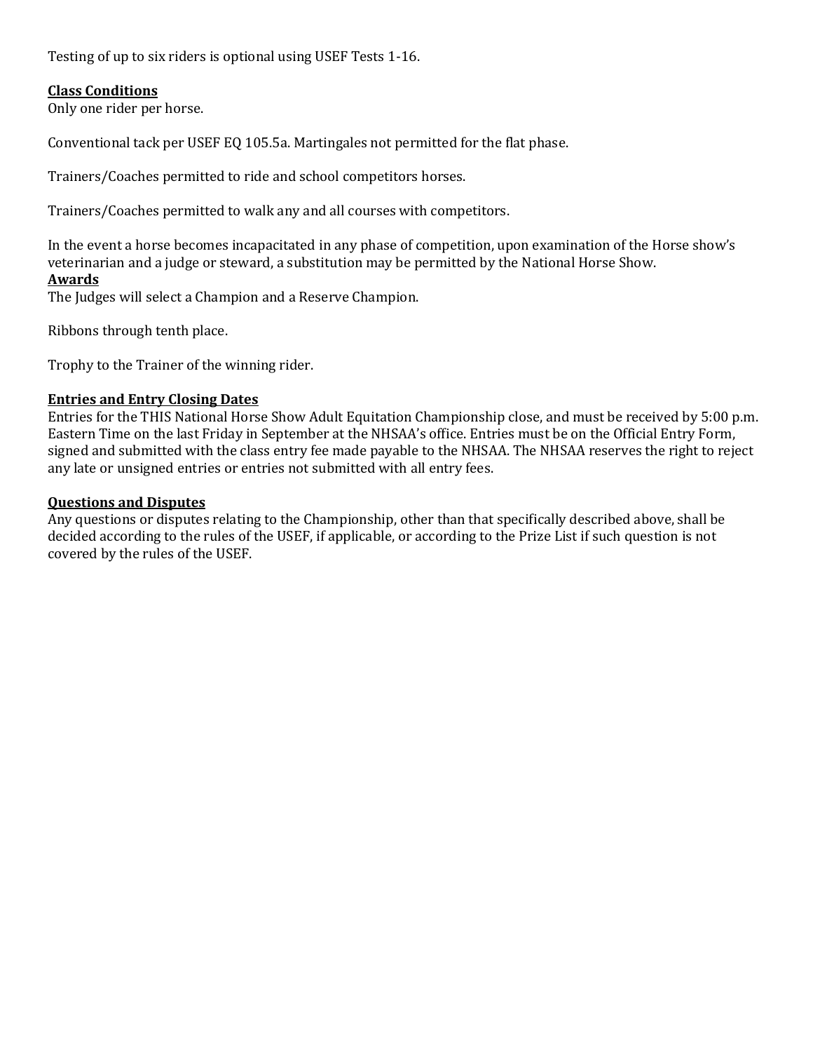Testing of up to six riders is optional using USEF Tests 1-16.

**Class Conditions**

Only one rider per horse.

Conventional tack per USEF EQ 105.5a. Martingales not permitted for the flat phase.

Trainers/Coaches permitted to ride and school competitors horses.

Trainers/Coaches permitted to walk any and all courses with competitors.

In the event a horse becomes incapacitated in any phase of competition, upon examination of the Horse show's veterinarian and a judge or steward, a substitution may be permitted by the National Horse Show.

**Awards**

The Judges will select a Champion and a Reserve Champion.

Ribbons through tenth place.

Trophy to the Trainer of the winning rider.

**Entries and Entry Closing Dates**

Entries for the THIS National Horse Show Adult Equitation Championship close, and must be received by 5:00 p.m. Eastern Time on the last Friday in September at the NHSAA's office. Entries must be on the Official Entry Form, signed and submitted with the class entry fee made payable to the NHSAA. The NHSAA reserves the right to reject any late or unsigned entries or entries not submitted with all entry fees.

**Questions and Disputes**

Any questions or disputes relating to the Championship, other than that specifically described above, shall be decided according to the rules of the USEF, if applicable, or according to the Prize List if such question is not covered by the rules of the USEF.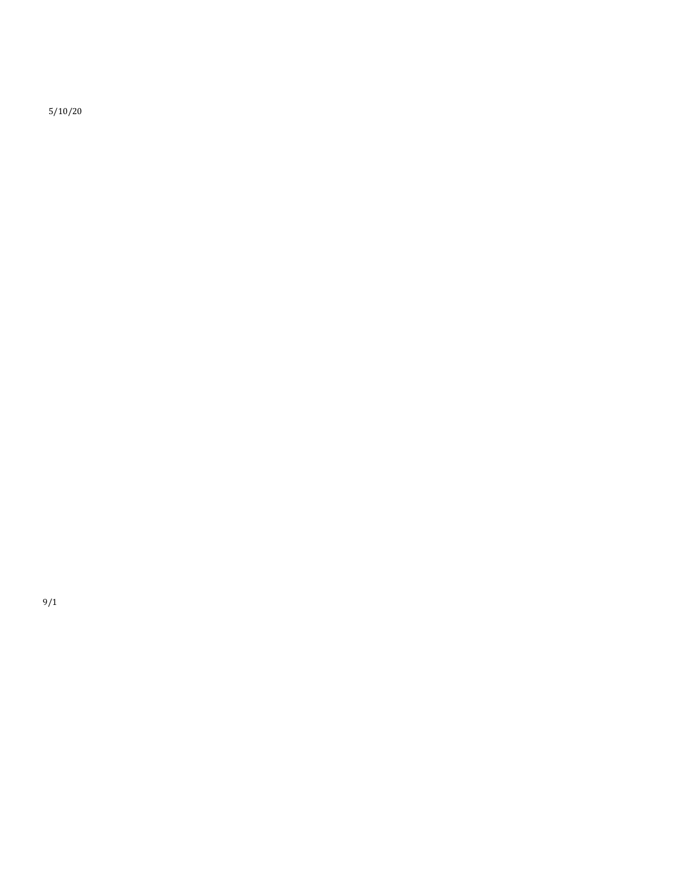5/10/20

9/1